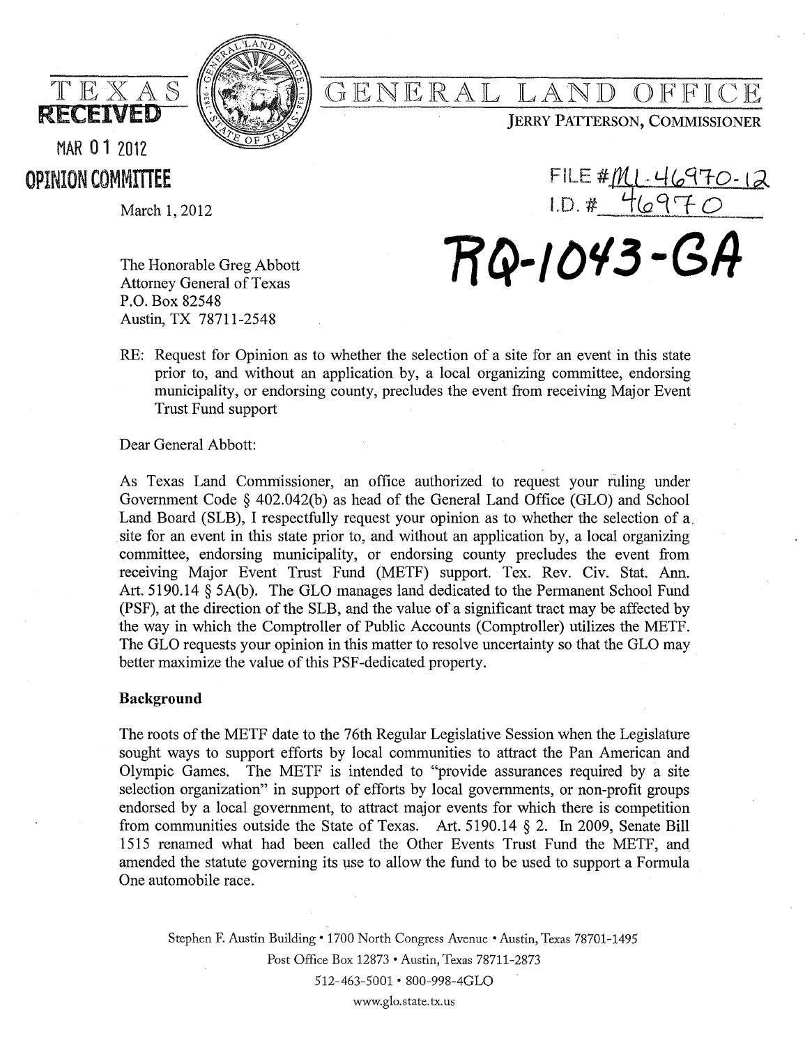TEXAS **GENERAL LAND OFFICE**

JERRY PATTERSON, COMMISSIONER

RECEIVED

MAR 01 2012

OPINION COMMITTEE

FILE #ML-46970-12

I.D. # 46970

**RQ-1043-GA**

March 1, 2012

The Honorable Greg Abbott
Attorney General of Texas
P.O. Box 82548
Austin, TX 78711-2548

RE: Request for Opinion as to whether the selection of a site for an event in this state prior to, and without an application by, a local organizing committee, endorsing municipality, or endorsing county, precludes the event from receiving Major Event Trust Fund support

Dear General Abbott:

As Texas Land Commissioner, an office authorized to request your ruling under Government Code § 402.042(b) as head of the General Land Office (GLO) and School Land Board (SLB), I respectfully request your opinion as to whether the selection of a site for an event in this state prior to, and without an application by, a local organizing committee, endorsing municipality, or endorsing county precludes the event from receiving Major Event Trust Fund (METF) support. Tex. Rev. Civ. Stat. Ann. Art. 5190.14 § 5A(b). The GLO manages land dedicated to the Permanent School Fund (PSF), at the direction of the SLB, and the value of a significant tract may be affected by the way in which the Comptroller of Public Accounts (Comptroller) utilizes the METF. The GLO requests your opinion in this matter to resolve uncertainty so that the GLO may better maximize the value of this PSF-dedicated property.

**Background**

The roots of the METF date to the 76th Regular Legislative Session when the Legislature sought ways to support efforts by local communities to attract the Pan American and Olympic Games. The METF is intended to "provide assurances required by a site selection organization" in support of efforts by local governments, or non-profit groups endorsed by a local government, to attract major events for which there is competition from communities outside the State of Texas. Art. 5190.14 § 2. In 2009, Senate Bill 1515 renamed what had been called the Other Events Trust Fund the METF, and amended the statute governing its use to allow the fund to be used to support a Formula One automobile race.

Stephen F. Austin Building • 1700 North Congress Avenue • Austin, Texas 78701-1495
Post Office Box 12873 • Austin, Texas 78711-2873
512-463-5001 • 800-998-4GLO
www.glo.state.tx.us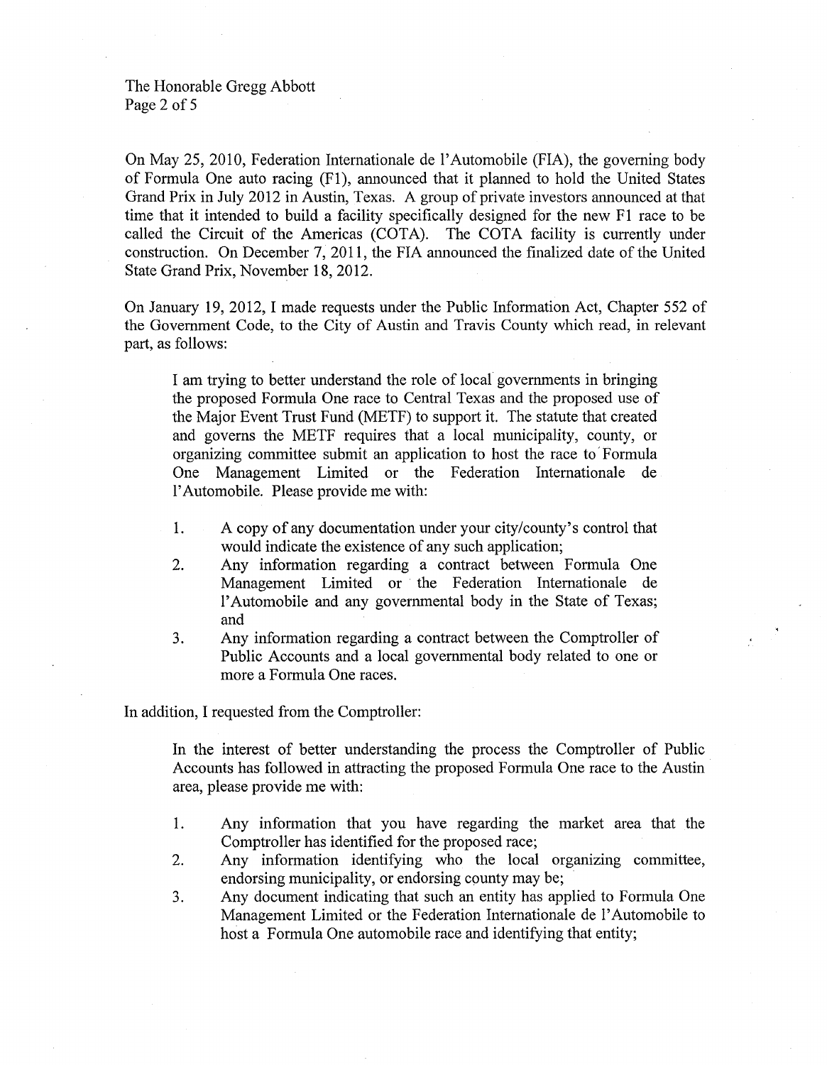On May 25, 2010, Federation Internationale de l'Automobile (FIA), the governing body of Formula One auto racing (F1), announced that it planned to hold the United States Grand Prix in July 2012 in Austin, Texas. A group of private investors announced at that time that it intended to build a facility specifically designed for the new F1 race to be called the Circuit of the Americas (COTA). The COTA facility is currently under construction. On December 7, 2011, the FIA announced the finalized date of the United State Grand Prix, November 18, 2012.

On January 19, 2012, I made requests under the Public Information Act, Chapter 552 of the Government Code, to the City of Austin and Travis County which read, in relevant part, as follows:

> I am trying to better understand the role of local governments in bringing the proposed Formula One race to Central Texas and the proposed use of the Major Event Trust Fund (METF) to support it. The statute that created and governs the METF requires that a local municipality, county, or organizing committee submit an application to host the race to Formula One Management Limited or the Federation Internationale de l'Automobile. Please provide me with:
>
> 1. A copy of any documentation under your city/county's control that would indicate the existence of any such application;
> 2. Any information regarding a contract between Formula One Management Limited or the Federation Internationale de l'Automobile and any governmental body in the State of Texas; and
> 3. Any information regarding a contract between the Comptroller of Public Accounts and a local governmental body related to one or more a Formula One races.

In addition, I requested from the Comptroller:

> In the interest of better understanding the process the Comptroller of Public Accounts has followed in attracting the proposed Formula One race to the Austin area, please provide me with:
>
> 1. Any information that you have regarding the market area that the Comptroller has identified for the proposed race;
> 2. Any information identifying who the local organizing committee, endorsing municipality, or endorsing county may be;
> 3. Any document indicating that such an entity has applied to Formula One Management Limited or the Federation Internationale de l'Automobile to host a Formula One automobile race and identifying that entity;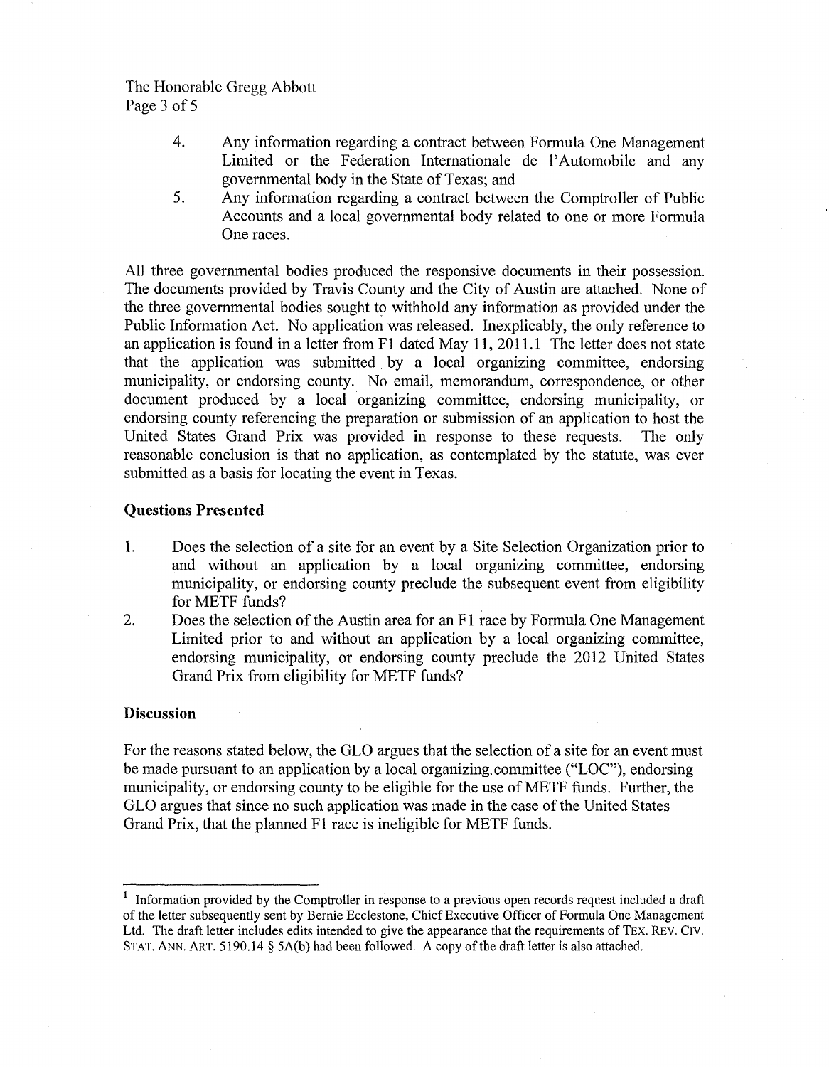4. Any information regarding a contract between Formula One Management Limited or the Federation Internationale de l'Automobile and any governmental body in the State of Texas; and
5. Any information regarding a contract between the Comptroller of Public Accounts and a local governmental body related to one or more Formula One races.

All three governmental bodies produced the responsive documents in their possession. The documents provided by Travis County and the City of Austin are attached. None of the three governmental bodies sought to withhold any information as provided under the Public Information Act. No application was released. Inexplicably, the only reference to an application is found in a letter from F1 dated May 11, 2011.[1] The letter does not state that the application was submitted by a local organizing committee, endorsing municipality, or endorsing county. No email, memorandum, correspondence, or other document produced by a local organizing committee, endorsing municipality, or endorsing county referencing the preparation or submission of an application to host the United States Grand Prix was provided in response to these requests. The only reasonable conclusion is that no application, as contemplated by the statute, was ever submitted as a basis for locating the event in Texas.

## Questions Presented

1. Does the selection of a site for an event by a Site Selection Organization prior to and without an application by a local organizing committee, endorsing municipality, or endorsing county preclude the subsequent event from eligibility for METF funds?
2. Does the selection of the Austin area for an F1 race by Formula One Management Limited prior to and without an application by a local organizing committee, endorsing municipality, or endorsing county preclude the 2012 United States Grand Prix from eligibility for METF funds?

## Discussion

For the reasons stated below, the GLO argues that the selection of a site for an event must be made pursuant to an application by a local organizing.committee ("LOC"), endorsing municipality, or endorsing county to be eligible for the use of METF funds. Further, the GLO argues that since no such application was made in the case of the United States Grand Prix, that the planned F1 race is ineligible for METF funds.

---

[1] Information provided by the Comptroller in response to a previous open records request included a draft of the letter subsequently sent by Bernie Ecclestone, Chief Executive Officer of Formula One Management Ltd. The draft letter includes edits intended to give the appearance that the requirements of TEX. REV. CIV. STAT. ANN. ART. 5190.14 § 5A(b) had been followed. A copy of the draft letter is also attached.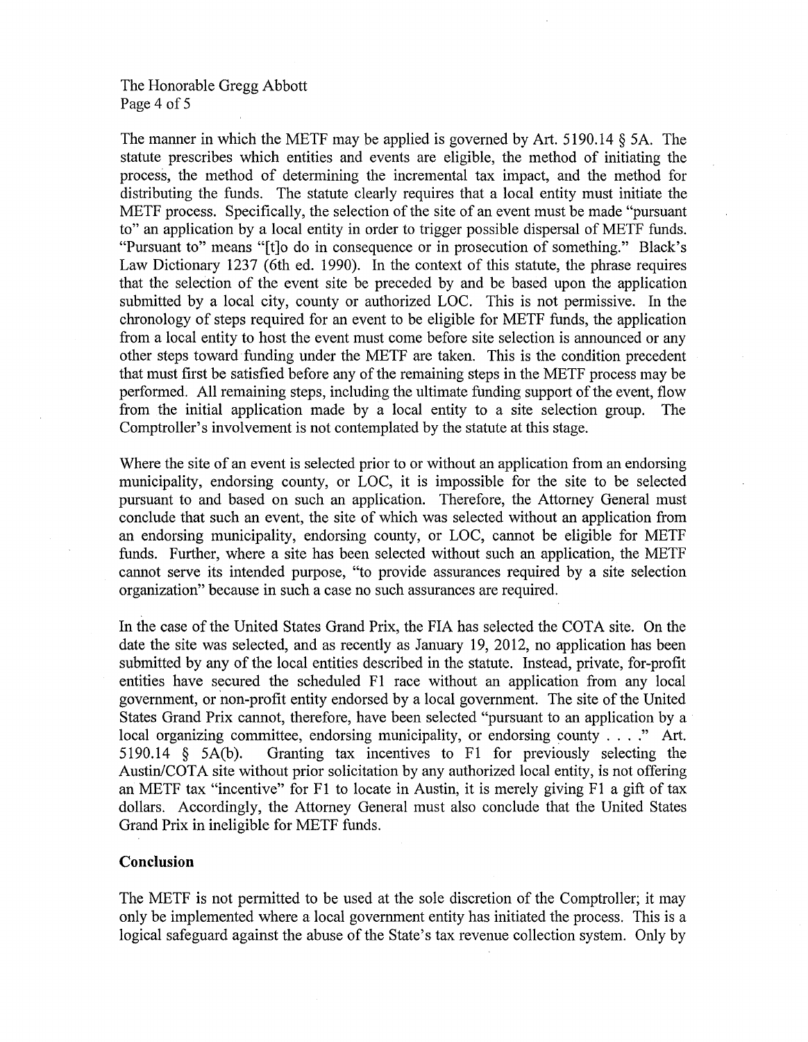The manner in which the METF may be applied is governed by Art. 5190.14 § 5A. The statute prescribes which entities and events are eligible, the method of initiating the process, the method of determining the incremental tax impact, and the method for distributing the funds. The statute clearly requires that a local entity must initiate the METF process. Specifically, the selection of the site of an event must be made "pursuant to" an application by a local entity in order to trigger possible dispersal of METF funds. "Pursuant to" means "[t]o do in consequence or in prosecution of something." Black's Law Dictionary 1237 (6th ed. 1990). In the context of this statute, the phrase requires that the selection of the event site be preceded by and be based upon the application submitted by a local city, county or authorized LOC. This is not permissive. In the chronology of steps required for an event to be eligible for METF funds, the application from a local entity to host the event must come before site selection is announced or any other steps toward funding under the METF are taken. This is the condition precedent that must first be satisfied before any of the remaining steps in the METF process may be performed. All remaining steps, including the ultimate funding support of the event, flow from the initial application made by a local entity to a site selection group. The Comptroller's involvement is not contemplated by the statute at this stage.

Where the site of an event is selected prior to or without an application from an endorsing municipality, endorsing county, or LOC, it is impossible for the site to be selected pursuant to and based on such an application. Therefore, the Attorney General must conclude that such an event, the site of which was selected without an application from an endorsing municipality, endorsing county, or LOC, cannot be eligible for METF funds. Further, where a site has been selected without such an application, the METF cannot serve its intended purpose, "to provide assurances required by a site selection organization" because in such a case no such assurances are required.

In the case of the United States Grand Prix, the FIA has selected the COTA site. On the date the site was selected, and as recently as January 19, 2012, no application has been submitted by any of the local entities described in the statute. Instead, private, for-profit entities have secured the scheduled F1 race without an application from any local government, or non-profit entity endorsed by a local government. The site of the United States Grand Prix cannot, therefore, have been selected "pursuant to an application by a local organizing committee, endorsing municipality, or endorsing county . . . ." Art. 5190.14 § 5A(b). Granting tax incentives to F1 for previously selecting the Austin/COTA site without prior solicitation by any authorized local entity, is not offering an METF tax "incentive" for F1 to locate in Austin, it is merely giving F1 a gift of tax dollars. Accordingly, the Attorney General must also conclude that the United States Grand Prix in ineligible for METF funds.

**Conclusion**

The METF is not permitted to be used at the sole discretion of the Comptroller; it may only be implemented where a local government entity has initiated the process. This is a logical safeguard against the abuse of the State's tax revenue collection system. Only by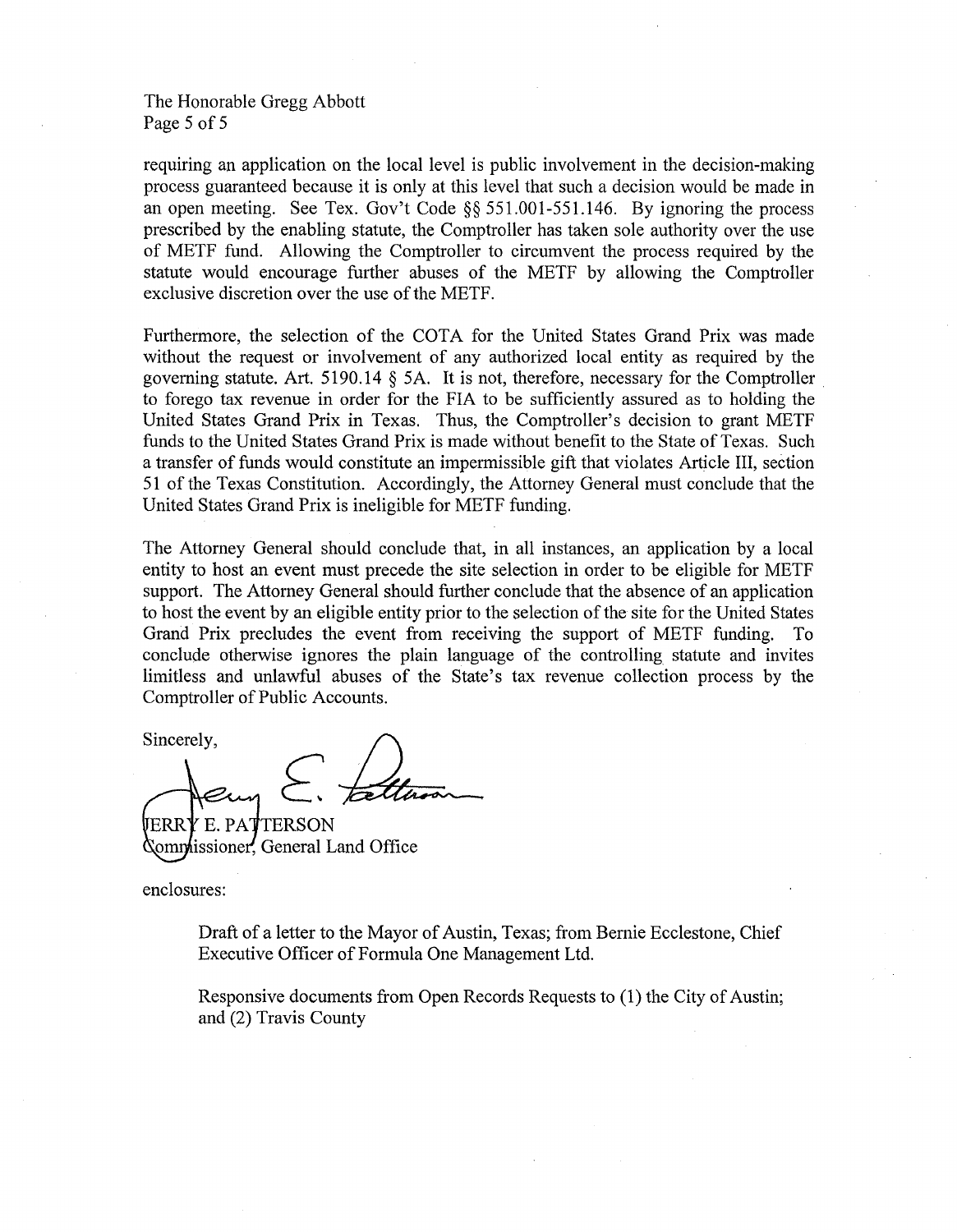requiring an application on the local level is public involvement in the decision-making process guaranteed because it is only at this level that such a decision would be made in an open meeting. See Tex. Gov't Code §§ 551.001-551.146. By ignoring the process prescribed by the enabling statute, the Comptroller has taken sole authority over the use of METF fund. Allowing the Comptroller to circumvent the process required by the statute would encourage further abuses of the METF by allowing the Comptroller exclusive discretion over the use of the METF.

Furthermore, the selection of the COTA for the United States Grand Prix was made without the request or involvement of any authorized local entity as required by the governing statute. Art. 5190.14 § 5A. It is not, therefore, necessary for the Comptroller to forego tax revenue in order for the FIA to be sufficiently assured as to holding the United States Grand Prix in Texas. Thus, the Comptroller's decision to grant METF funds to the United States Grand Prix is made without benefit to the State of Texas. Such a transfer of funds would constitute an impermissible gift that violates Article III, section 51 of the Texas Constitution. Accordingly, the Attorney General must conclude that the United States Grand Prix is ineligible for METF funding.

The Attorney General should conclude that, in all instances, an application by a local entity to host an event must precede the site selection in order to be eligible for METF support. The Attorney General should further conclude that the absence of an application to host the event by an eligible entity prior to the selection of the site for the United States Grand Prix precludes the event from receiving the support of METF funding. To conclude otherwise ignores the plain language of the controlling statute and invites limitless and unlawful abuses of the State's tax revenue collection process by the Comptroller of Public Accounts.

Sincerely,

JERRY E. PATTERSON
Commissioner, General Land Office

enclosures:

> Draft of a letter to the Mayor of Austin, Texas; from Bernie Ecclestone, Chief Executive Officer of Formula One Management Ltd.
>
> Responsive documents from Open Records Requests to (1) the City of Austin; and (2) Travis County